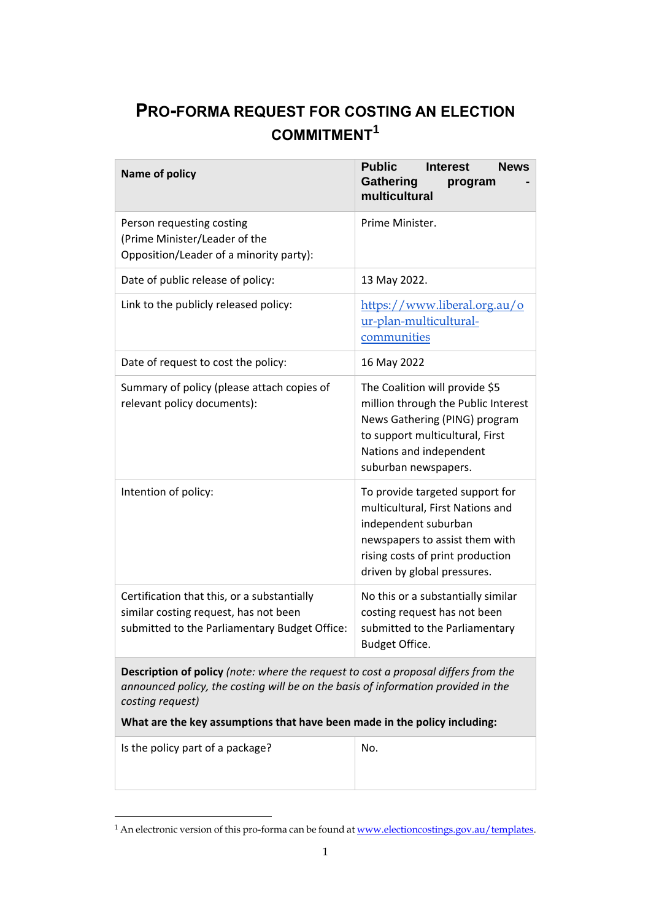# PRO-FORMA REQUEST FOR COSTING AN ELECTION COMMITMENT[1]

| **Name of policy** | **Public Interest News Gathering program - multicultural** |
|---|---|
| Person requesting costing (Prime Minister/Leader of the Opposition/Leader of a minority party): | Prime Minister. |
| Date of public release of policy: | 13 May 2022. |
| Link to the publicly released policy: | [https://www.liberal.org.au/our-plan-multicultural-communities](https://www.liberal.org.au/our-plan-multicultural-communities) |
| Date of request to cost the policy: | 16 May 2022 |
| Summary of policy (please attach copies of relevant policy documents): | The Coalition will provide $5 million through the Public Interest News Gathering (PING) program to support multicultural, First Nations and independent suburban newspapers. |
| Intention of policy: | To provide targeted support for multicultural, First Nations and independent suburban newspapers to assist them with rising costs of print production driven by global pressures. |
| Certification that this, or a substantially similar costing request, has not been submitted to the Parliamentary Budget Office: | No this or a substantially similar costing request has not been submitted to the Parliamentary Budget Office. |
| **Description of policy** *(note: where the request to cost a proposal differs from the announced policy, the costing will be on the basis of information provided in the costing request)* **What are the key assumptions that have been made in the policy including:** | |
| Is the policy part of a package? | No. |

[1] An electronic version of this pro-forma can be found at [www.electioncostings.gov.au/templates](http://www.electioncostings.gov.au/templates).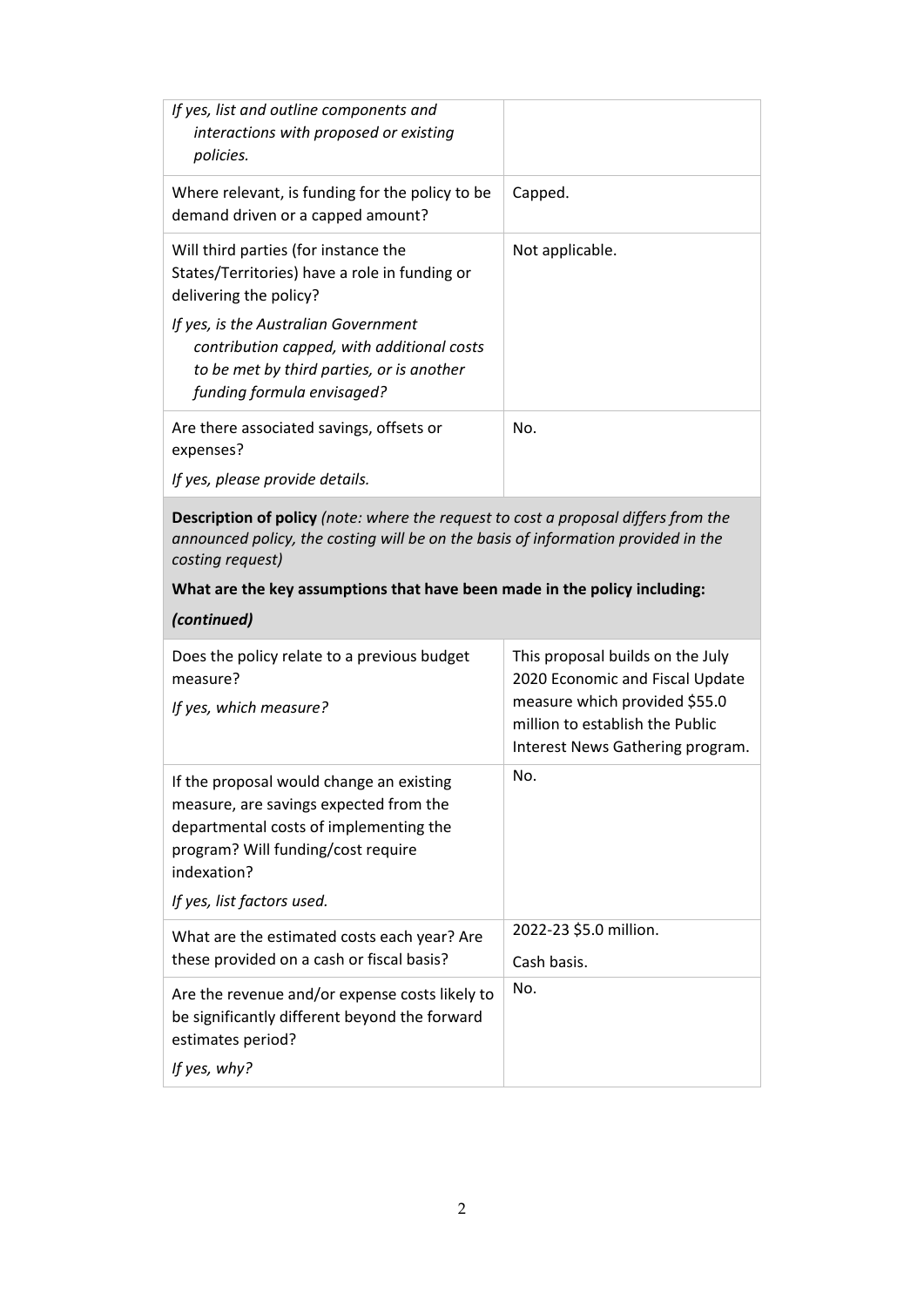| | |
|---|---|
| *If yes, list and outline components and interactions with proposed or existing policies.* | |
| Where relevant, is funding for the policy to be demand driven or a capped amount? | Capped. |
| Will third parties (for instance the States/Territories) have a role in funding or delivering the policy?<br>*If yes, is the Australian Government contribution capped, with additional costs to be met by third parties, or is another funding formula envisaged?* | Not applicable. |
| Are there associated savings, offsets or expenses?<br>*If yes, please provide details.* | No. |

**Description of policy** *(note: where the request to cost a proposal differs from the announced policy, the costing will be on the basis of information provided in the costing request)*

**What are the key assumptions that have been made in the policy including:**

***(continued)***

| | |
|---|---|
| Does the policy relate to a previous budget measure?<br>*If yes, which measure?* | This proposal builds on the July 2020 Economic and Fiscal Update measure which provided $55.0 million to establish the Public Interest News Gathering program. |
| If the proposal would change an existing measure, are savings expected from the departmental costs of implementing the program? Will funding/cost require indexation?<br>*If yes, list factors used.* | No. |
| What are the estimated costs each year? Are these provided on a cash or fiscal basis? | 2022-23 $5.0 million.<br>Cash basis. |
| Are the revenue and/or expense costs likely to be significantly different beyond the forward estimates period?<br>*If yes, why?* | No. |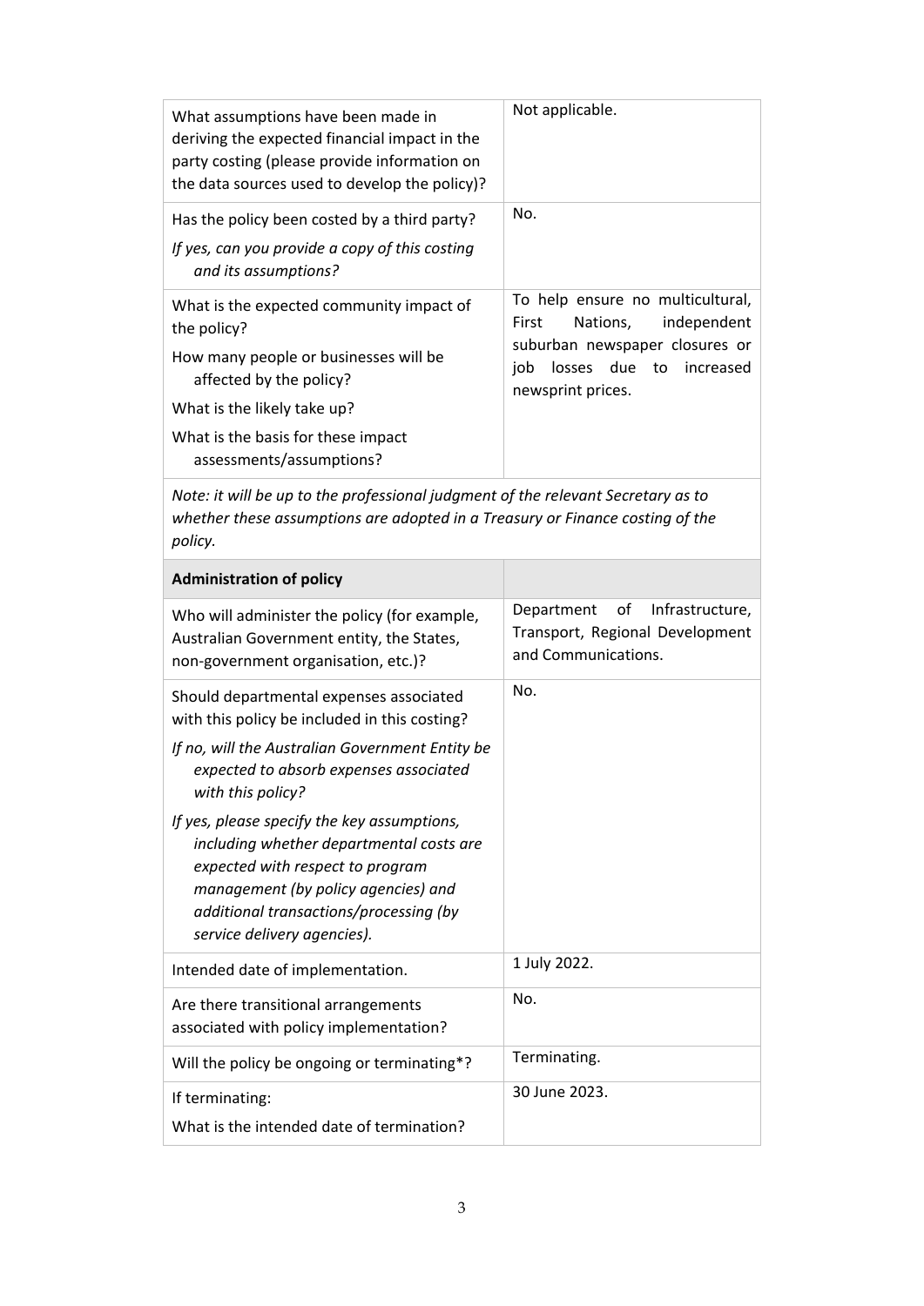| | |
|---|---|
| What assumptions have been made in deriving the expected financial impact in the party costing (please provide information on the data sources used to develop the policy)? | Not applicable. |
| Has the policy been costed by a third party?<br>*If yes, can you provide a copy of this costing and its assumptions?* | No. |
| What is the expected community impact of the policy?<br>How many people or businesses will be affected by the policy?<br>What is the likely take up?<br>What is the basis for these impact assessments/assumptions? | To help ensure no multicultural, First Nations, independent suburban newspaper closures or job losses due to increased newsprint prices. |
| *Note: it will be up to the professional judgment of the relevant Secretary as to whether these assumptions are adopted in a Treasury or Finance costing of the policy.* | |
| **Administration of policy** | |
| Who will administer the policy (for example, Australian Government entity, the States, non-government organisation, etc.)? | Department of Infrastructure, Transport, Regional Development and Communications. |
| Should departmental expenses associated with this policy be included in this costing?<br>*If no, will the Australian Government Entity be expected to absorb expenses associated with this policy?*<br>*If yes, please specify the key assumptions, including whether departmental costs are expected with respect to program management (by policy agencies) and additional transactions/processing (by service delivery agencies).* | No. |
| Intended date of implementation. | 1 July 2022. |
| Are there transitional arrangements associated with policy implementation? | No. |
| Will the policy be ongoing or terminating*? | Terminating. |
| If terminating:<br>What is the intended date of termination? | 30 June 2023. |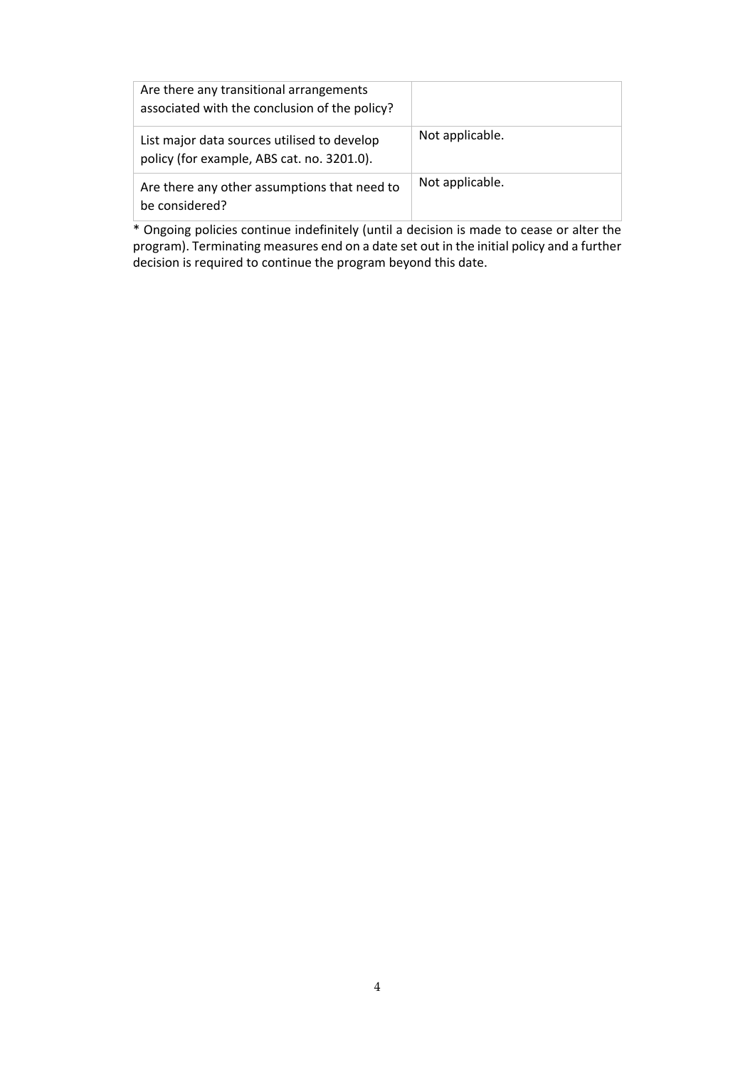| | |
|---|---|
| Are there any transitional arrangements associated with the conclusion of the policy? | |
| List major data sources utilised to develop policy (for example, ABS cat. no. 3201.0). | Not applicable. |
| Are there any other assumptions that need to be considered? | Not applicable. |

* Ongoing policies continue indefinitely (until a decision is made to cease or alter the program). Terminating measures end on a date set out in the initial policy and a further decision is required to continue the program beyond this date.